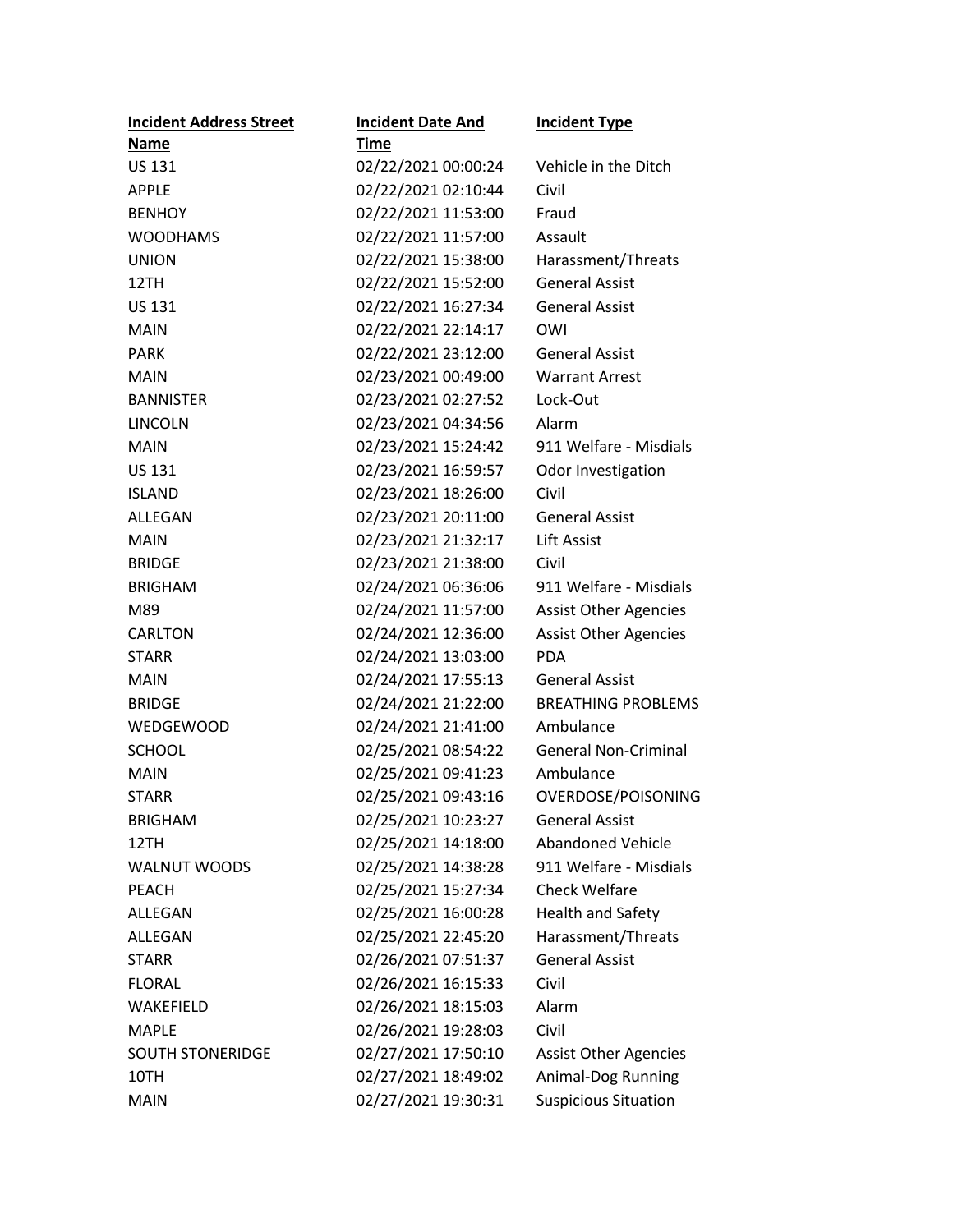| Incident Address Street Name | Incident Date And Time | Incident Type |
|---|---|---|
| US 131 | 02/22/2021 00:00:24 | Vehicle in the Ditch |
| APPLE | 02/22/2021 02:10:44 | Civil |
| BENHOY | 02/22/2021 11:53:00 | Fraud |
| WOODHAMS | 02/22/2021 11:57:00 | Assault |
| UNION | 02/22/2021 15:38:00 | Harassment/Threats |
| 12TH | 02/22/2021 15:52:00 | General Assist |
| US 131 | 02/22/2021 16:27:34 | General Assist |
| MAIN | 02/22/2021 22:14:17 | OWI |
| PARK | 02/22/2021 23:12:00 | General Assist |
| MAIN | 02/23/2021 00:49:00 | Warrant Arrest |
| BANNISTER | 02/23/2021 02:27:52 | Lock-Out |
| LINCOLN | 02/23/2021 04:34:56 | Alarm |
| MAIN | 02/23/2021 15:24:42 | 911 Welfare - Misdials |
| US 131 | 02/23/2021 16:59:57 | Odor Investigation |
| ISLAND | 02/23/2021 18:26:00 | Civil |
| ALLEGAN | 02/23/2021 20:11:00 | General Assist |
| MAIN | 02/23/2021 21:32:17 | Lift Assist |
| BRIDGE | 02/23/2021 21:38:00 | Civil |
| BRIGHAM | 02/24/2021 06:36:06 | 911 Welfare - Misdials |
| M89 | 02/24/2021 11:57:00 | Assist Other Agencies |
| CARLTON | 02/24/2021 12:36:00 | Assist Other Agencies |
| STARR | 02/24/2021 13:03:00 | PDA |
| MAIN | 02/24/2021 17:55:13 | General Assist |
| BRIDGE | 02/24/2021 21:22:00 | BREATHING PROBLEMS |
| WEDGEWOOD | 02/24/2021 21:41:00 | Ambulance |
| SCHOOL | 02/25/2021 08:54:22 | General Non-Criminal |
| MAIN | 02/25/2021 09:41:23 | Ambulance |
| STARR | 02/25/2021 09:43:16 | OVERDOSE/POISONING |
| BRIGHAM | 02/25/2021 10:23:27 | General Assist |
| 12TH | 02/25/2021 14:18:00 | Abandoned Vehicle |
| WALNUT WOODS | 02/25/2021 14:38:28 | 911 Welfare - Misdials |
| PEACH | 02/25/2021 15:27:34 | Check Welfare |
| ALLEGAN | 02/25/2021 16:00:28 | Health and Safety |
| ALLEGAN | 02/25/2021 22:45:20 | Harassment/Threats |
| STARR | 02/26/2021 07:51:37 | General Assist |
| FLORAL | 02/26/2021 16:15:33 | Civil |
| WAKEFIELD | 02/26/2021 18:15:03 | Alarm |
| MAPLE | 02/26/2021 19:28:03 | Civil |
| SOUTH STONERIDGE | 02/27/2021 17:50:10 | Assist Other Agencies |
| 10TH | 02/27/2021 18:49:02 | Animal-Dog Running |
| MAIN | 02/27/2021 19:30:31 | Suspicious Situation |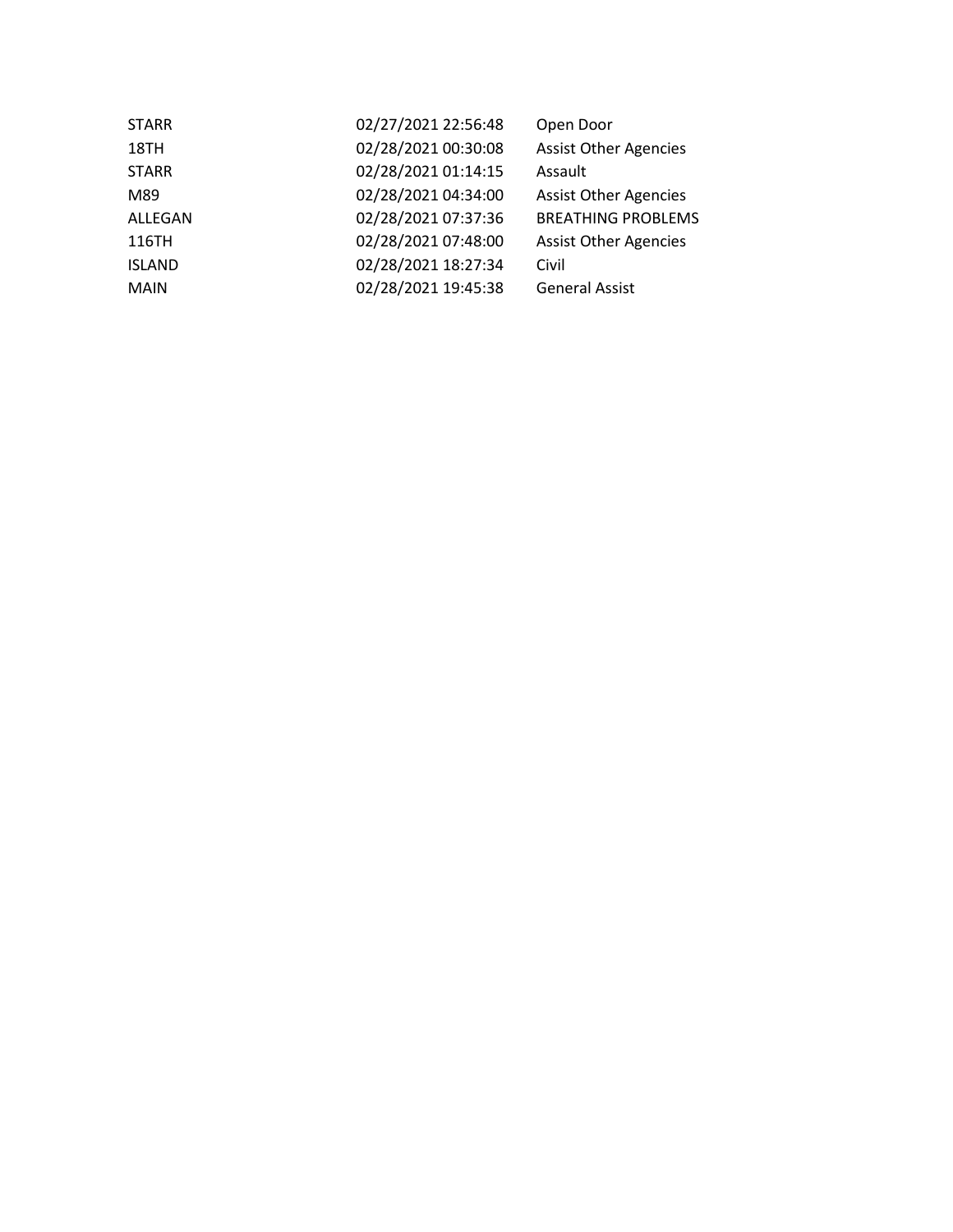| | | |
|---|---|---|
| STARR | 02/27/2021 22:56:48 | Open Door |
| 18TH | 02/28/2021 00:30:08 | Assist Other Agencies |
| STARR | 02/28/2021 01:14:15 | Assault |
| M89 | 02/28/2021 04:34:00 | Assist Other Agencies |
| ALLEGAN | 02/28/2021 07:37:36 | BREATHING PROBLEMS |
| 116TH | 02/28/2021 07:48:00 | Assist Other Agencies |
| ISLAND | 02/28/2021 18:27:34 | Civil |
| MAIN | 02/28/2021 19:45:38 | General Assist |